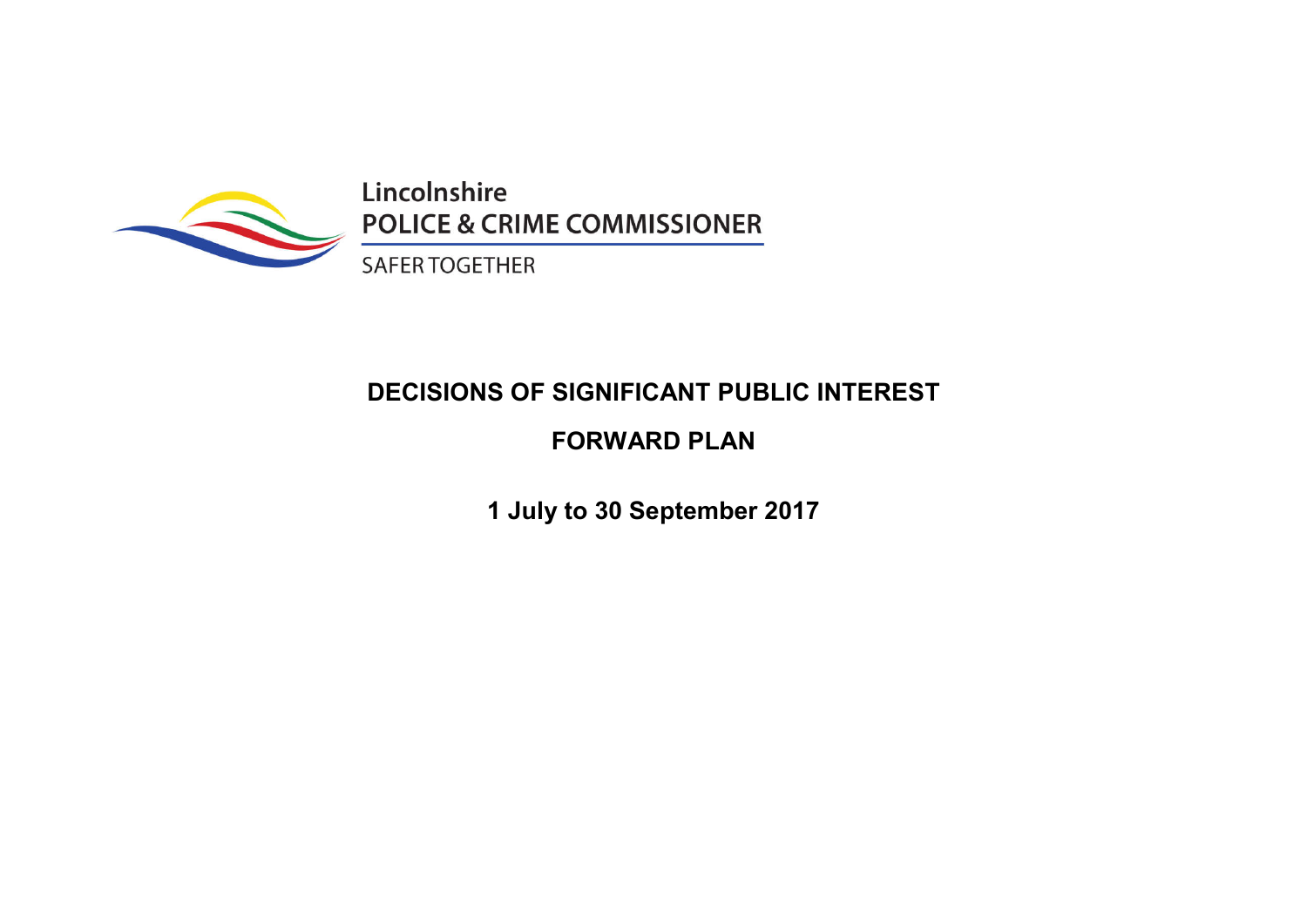Lincolnshire

POLICE & CRIME COMMISSIONER

SAFER TOGETHER

# DECISIONS OF SIGNIFICANT PUBLIC INTEREST

## FORWARD PLAN

**1 July to 30 September 2017**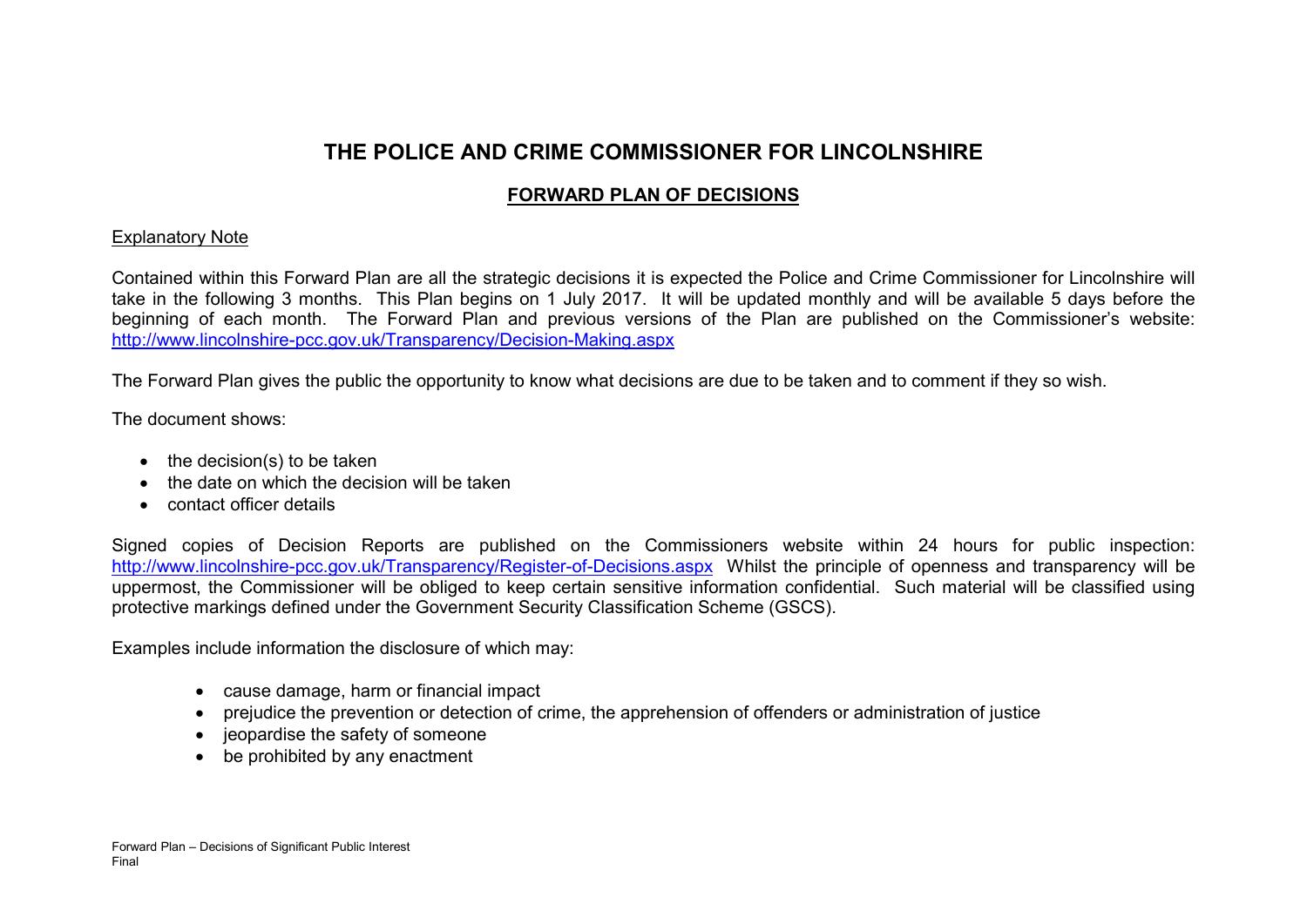# THE POLICE AND CRIME COMMISSIONER FOR LINCOLNSHIRE

## FORWARD PLAN OF DECISIONS

Explanatory Note

Contained within this Forward Plan are all the strategic decisions it is expected the Police and Crime Commissioner for Lincolnshire will take in the following 3 months. This Plan begins on 1 July 2017. It will be updated monthly and will be available 5 days before the beginning of each month. The Forward Plan and previous versions of the Plan are published on the Commissioner's website: http://www.lincolnshire-pcc.gov.uk/Transparency/Decision-Making.aspx

The Forward Plan gives the public the opportunity to know what decisions are due to be taken and to comment if they so wish.

The document shows:

- the decision(s) to be taken
- the date on which the decision will be taken
- contact officer details

Signed copies of Decision Reports are published on the Commissioners website within 24 hours for public inspection: http://www.lincolnshire-pcc.gov.uk/Transparency/Register-of-Decisions.aspx Whilst the principle of openness and transparency will be uppermost, the Commissioner will be obliged to keep certain sensitive information confidential. Such material will be classified using protective markings defined under the Government Security Classification Scheme (GSCS).

Examples include information the disclosure of which may:

- cause damage, harm or financial impact
- prejudice the prevention or detection of crime, the apprehension of offenders or administration of justice
- jeopardise the safety of someone
- be prohibited by any enactment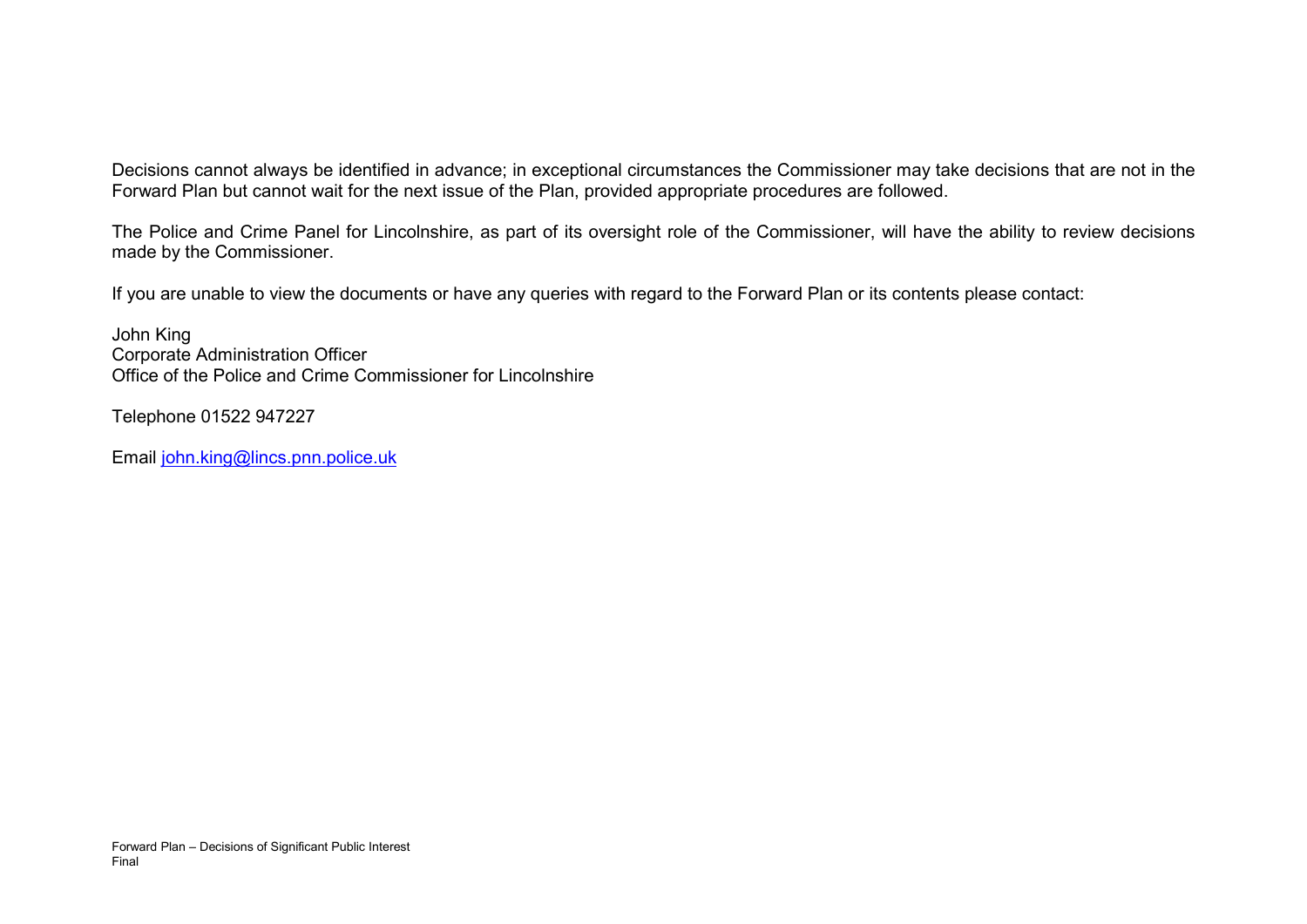Decisions cannot always be identified in advance; in exceptional circumstances the Commissioner may take decisions that are not in the Forward Plan but cannot wait for the next issue of the Plan, provided appropriate procedures are followed.

The Police and Crime Panel for Lincolnshire, as part of its oversight role of the Commissioner, will have the ability to review decisions made by the Commissioner.

If you are unable to view the documents or have any queries with regard to the Forward Plan or its contents please contact:

John King  
Corporate Administration Officer  
Office of the Police and Crime Commissioner for Lincolnshire

Telephone 01522 947227

Email [john.king@lincs.pnn.police.uk](mailto:john.king@lincs.pnn.police.uk)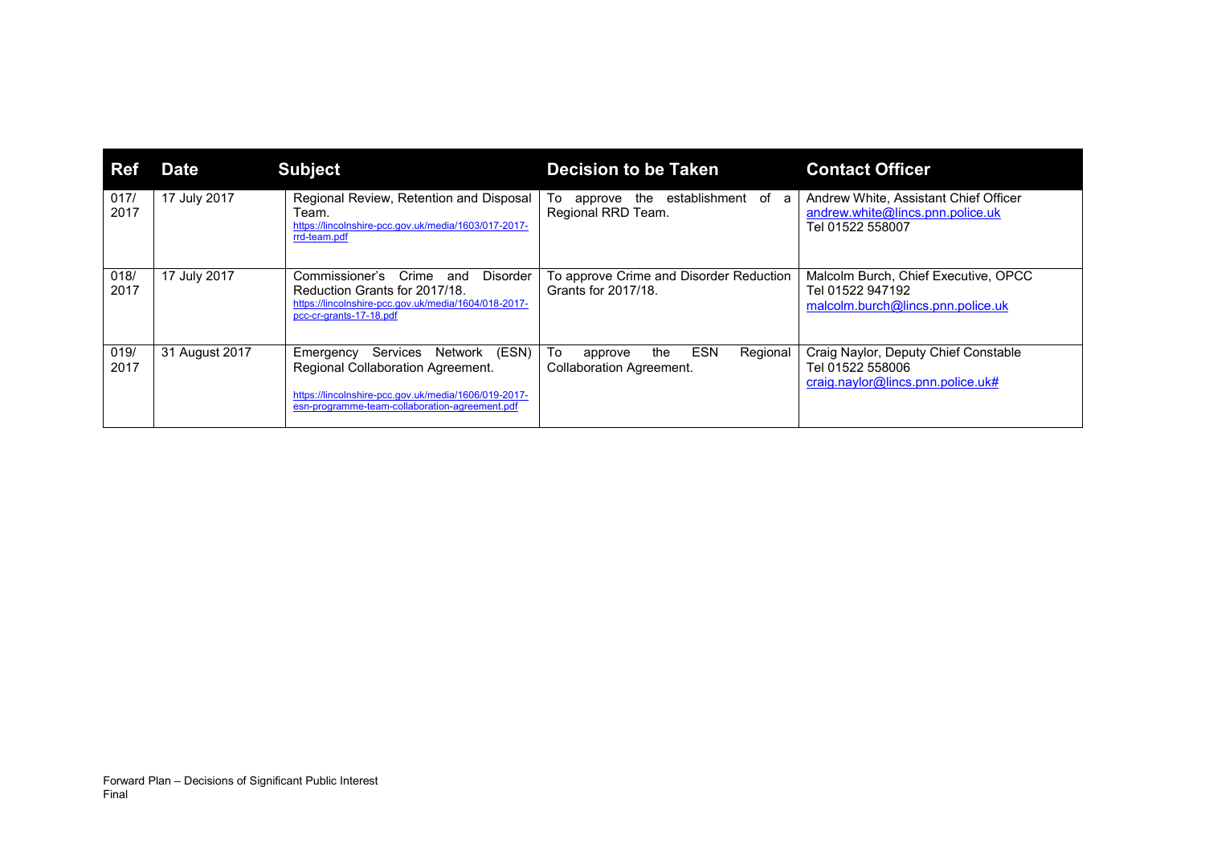| Ref | Date | Subject | Decision to be Taken | Contact Officer |
|---|---|---|---|---|
| 017/ 2017 | 17 July 2017 | Regional Review, Retention and Disposal Team. https://lincolnshire-pcc.gov.uk/media/1603/017-2017-rrd-team.pdf | To approve the establishment of a Regional RRD Team. | Andrew White, Assistant Chief Officer andrew.white@lincs.pnn.police.uk Tel 01522 558007 |
| 018/ 2017 | 17 July 2017 | Commissioner's Crime and Disorder Reduction Grants for 2017/18. https://lincolnshire-pcc.gov.uk/media/1604/018-2017-pcc-cr-grants-17-18.pdf | To approve Crime and Disorder Reduction Grants for 2017/18. | Malcolm Burch, Chief Executive, OPCC Tel 01522 947192 malcolm.burch@lincs.pnn.police.uk |
| 019/ 2017 | 31 August 2017 | Emergency Services Network (ESN) Regional Collaboration Agreement. https://lincolnshire-pcc.gov.uk/media/1606/019-2017-esn-programme-team-collaboration-agreement.pdf | To approve the ESN Regional Collaboration Agreement. | Craig Naylor, Deputy Chief Constable Tel 01522 558006 craig.naylor@lincs.pnn.police.uk# |